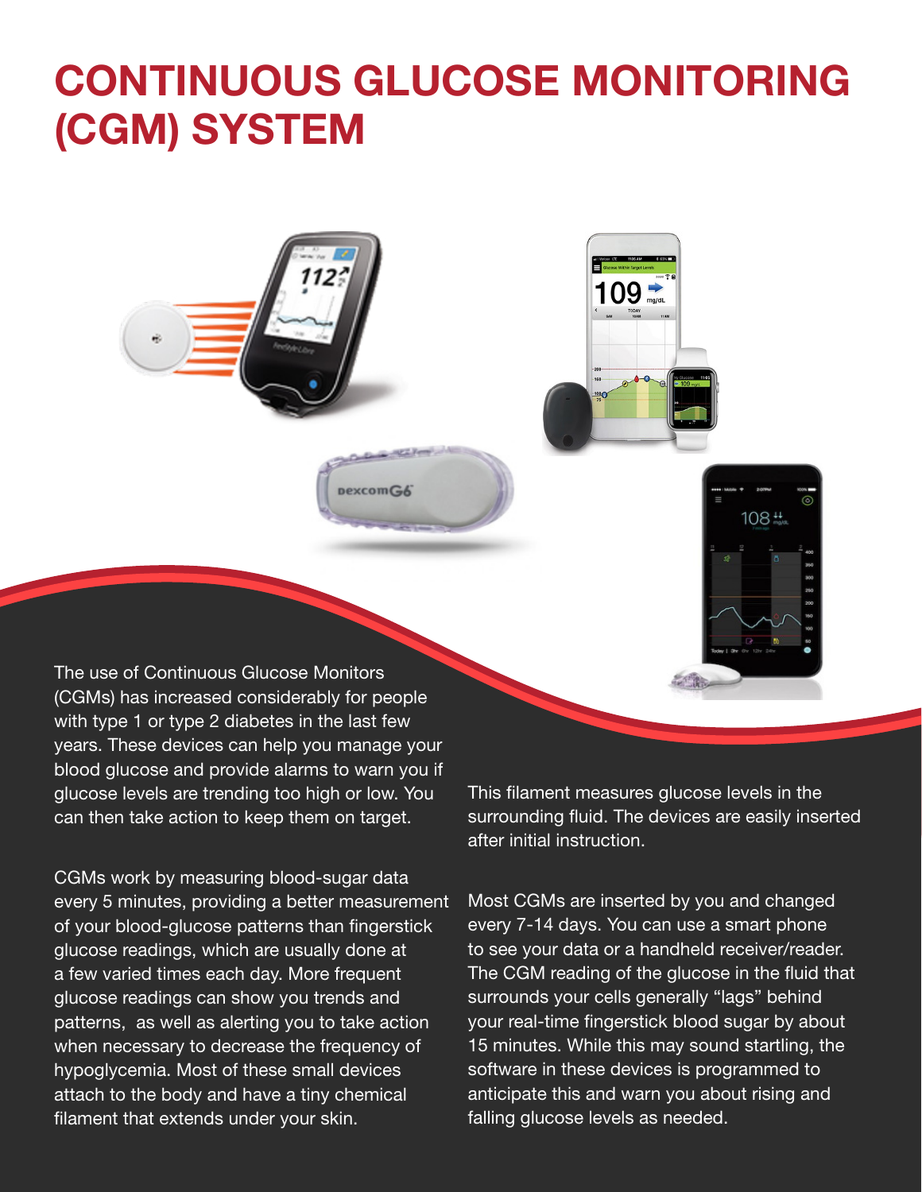# CONTINUOUS GLUCOSE MONITORING (CGM) SYSTEM

The use of Continuous Glucose Monitors (CGMs) has increased considerably for people with type 1 or type 2 diabetes in the last few years. These devices can help you manage your blood glucose and provide alarms to warn you if glucose levels are trending too high or low. You can then take action to keep them on target.

CGMs work by measuring blood-sugar data every 5 minutes, providing a better measurement of your blood-glucose patterns than fingerstick glucose readings, which are usually done at a few varied times each day. More frequent glucose readings can show you trends and patterns, as well as alerting you to take action when necessary to decrease the frequency of hypoglycemia. Most of these small devices attach to the body and have a tiny chemical filament that extends under your skin. This filament measures glucose levels in the surrounding fluid. The devices are easily inserted after initial instruction.

Most CGMs are inserted by you and changed every 7-14 days. You can use a smart phone to see your data or a handheld receiver/reader. The CGM reading of the glucose in the fluid that surrounds your cells generally "lags" behind your real-time fingerstick blood sugar by about 15 minutes. While this may sound startling, the software in these devices is programmed to anticipate this and warn you about rising and falling glucose levels as needed.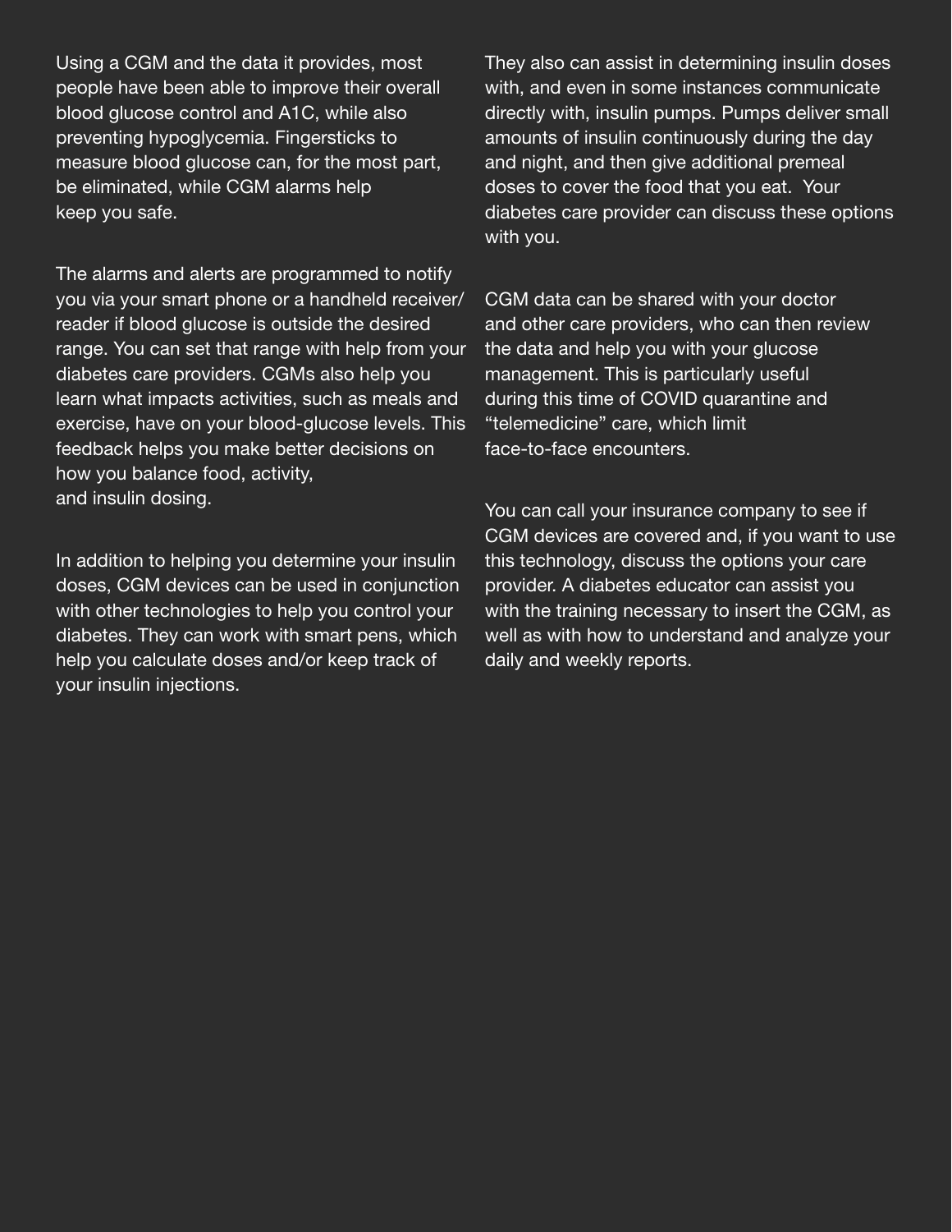Using a CGM and the data it provides, most people have been able to improve their overall blood glucose control and A1C, while also preventing hypoglycemia. Fingersticks to measure blood glucose can, for the most part, be eliminated, while CGM alarms help keep you safe.

The alarms and alerts are programmed to notify you via your smart phone or a handheld receiver/reader if blood glucose is outside the desired range. You can set that range with help from your diabetes care providers. CGMs also help you learn what impacts activities, such as meals and exercise, have on your blood-glucose levels. This feedback helps you make better decisions on how you balance food, activity, and insulin dosing.

In addition to helping you determine your insulin doses, CGM devices can be used in conjunction with other technologies to help you control your diabetes. They can work with smart pens, which help you calculate doses and/or keep track of your insulin injections.

They also can assist in determining insulin doses with, and even in some instances communicate directly with, insulin pumps. Pumps deliver small amounts of insulin continuously during the day and night, and then give additional premeal doses to cover the food that you eat. Your diabetes care provider can discuss these options with you.

CGM data can be shared with your doctor and other care providers, who can then review the data and help you with your glucose management. This is particularly useful during this time of COVID quarantine and "telemedicine" care, which limit face-to-face encounters.

You can call your insurance company to see if CGM devices are covered and, if you want to use this technology, discuss the options your care provider. A diabetes educator can assist you with the training necessary to insert the CGM, as well as with how to understand and analyze your daily and weekly reports.